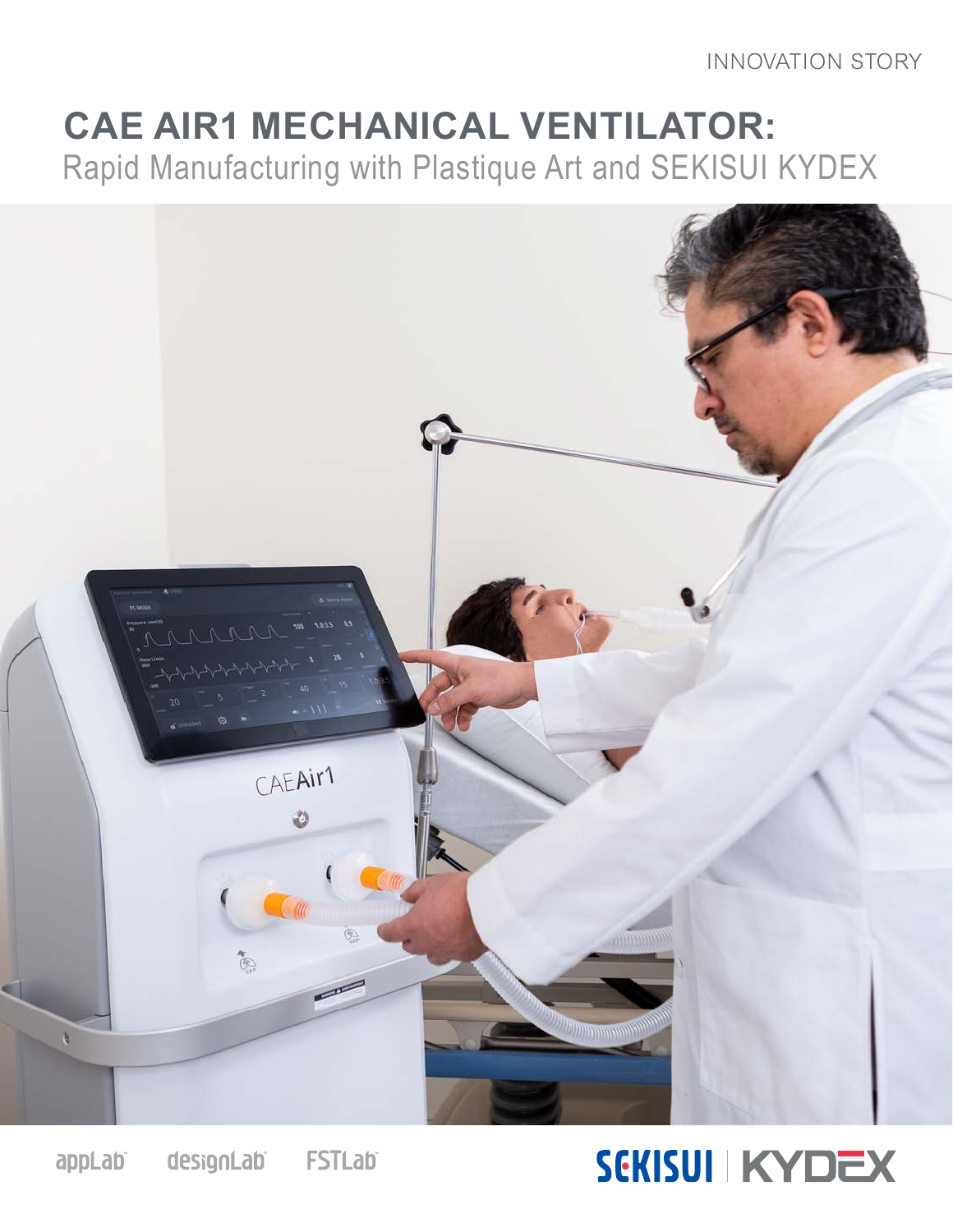INNOVATION STORY

# CAE AIR1 MECHANICAL VENTILATOR:

## Rapid Manufacturing with Plastique Art and SEKISUI KYDEX

appLab designLab FSTLab

SEKISUI | KYDEX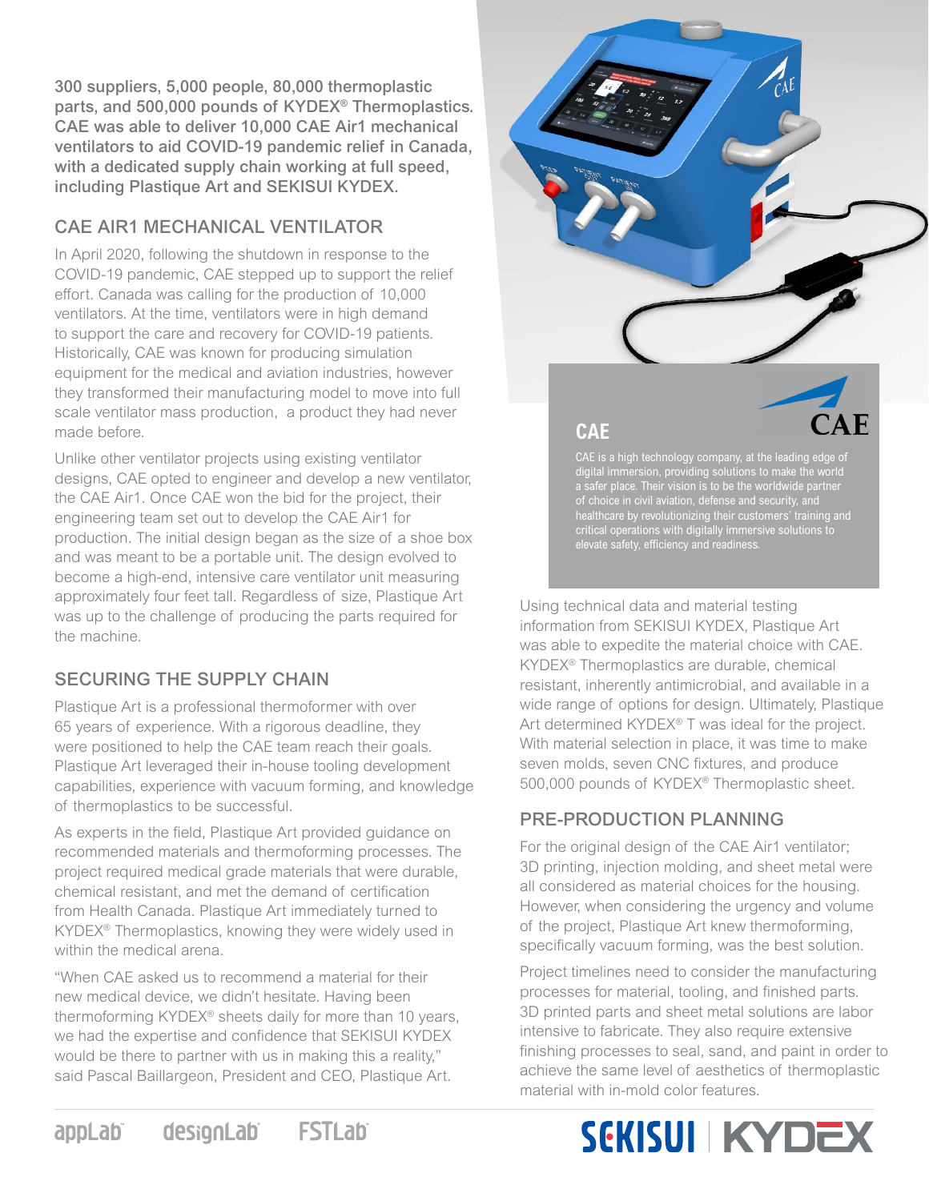**300 suppliers, 5,000 people, 80,000 thermoplastic parts, and 500,000 pounds of KYDEX® Thermoplastics. CAE was able to deliver 10,000 CAE Air1 mechanical ventilators to aid COVID-19 pandemic relief in Canada, with a dedicated supply chain working at full speed, including Plastique Art and SEKISUI KYDEX.**

## CAE AIR1 MECHANICAL VENTILATOR

In April 2020, following the shutdown in response to the COVID-19 pandemic, CAE stepped up to support the relief effort. Canada was calling for the production of 10,000 ventilators. At the time, ventilators were in high demand to support the care and recovery for COVID-19 patients. Historically, CAE was known for producing simulation equipment for the medical and aviation industries, however they transformed their manufacturing model to move into full scale ventilator mass production, a product they had never made before.

Unlike other ventilator projects using existing ventilator designs, CAE opted to engineer and develop a new ventilator, the CAE Air1. Once CAE won the bid for the project, their engineering team set out to develop the CAE Air1 for production. The initial design began as the size of a shoe box and was meant to be a portable unit. The design evolved to become a high-end, intensive care ventilator unit measuring approximately four feet tall. Regardless of size, Plastique Art was up to the challenge of producing the parts required for the machine.

## SECURING THE SUPPLY CHAIN

Plastique Art is a professional thermoformer with over 65 years of experience. With a rigorous deadline, they were positioned to help the CAE team reach their goals. Plastique Art leveraged their in-house tooling development capabilities, experience with vacuum forming, and knowledge of thermoplastics to be successful.

As experts in the field, Plastique Art provided guidance on recommended materials and thermoforming processes. The project required medical grade materials that were durable, chemical resistant, and met the demand of certification from Health Canada. Plastique Art immediately turned to KYDEX® Thermoplastics, knowing they were widely used in within the medical arena.

"When CAE asked us to recommend a material for their new medical device, we didn't hesitate. Having been thermoforming KYDEX® sheets daily for more than 10 years, we had the expertise and confidence that SEKISUI KYDEX would be there to partner with us in making this a reality," said Pascal Baillargeon, President and CEO, Plastique Art.

### CAE

CAE is a high technology company, at the leading edge of digital immersion, providing solutions to make the world a safer place. Their vision is to be the worldwide partner of choice in civil aviation, defense and security, and healthcare by revolutionizing their customers' training and critical operations with digitally immersive solutions to elevate safety, efficiency and readiness.

Using technical data and material testing information from SEKISUI KYDEX, Plastique Art was able to expedite the material choice with CAE. KYDEX® Thermoplastics are durable, chemical resistant, inherently antimicrobial, and available in a wide range of options for design. Ultimately, Plastique Art determined KYDEX® T was ideal for the project. With material selection in place, it was time to make seven molds, seven CNC fixtures, and produce 500,000 pounds of KYDEX® Thermoplastic sheet.

## PRE-PRODUCTION PLANNING

For the original design of the CAE Air1 ventilator; 3D printing, injection molding, and sheet metal were all considered as material choices for the housing. However, when considering the urgency and volume of the project, Plastique Art knew thermoforming, specifically vacuum forming, was the best solution.

Project timelines need to consider the manufacturing processes for material, tooling, and finished parts. 3D printed parts and sheet metal solutions are labor intensive to fabricate. They also require extensive finishing processes to seal, sand, and paint in order to achieve the same level of aesthetics of thermoplastic material with in-mold color features.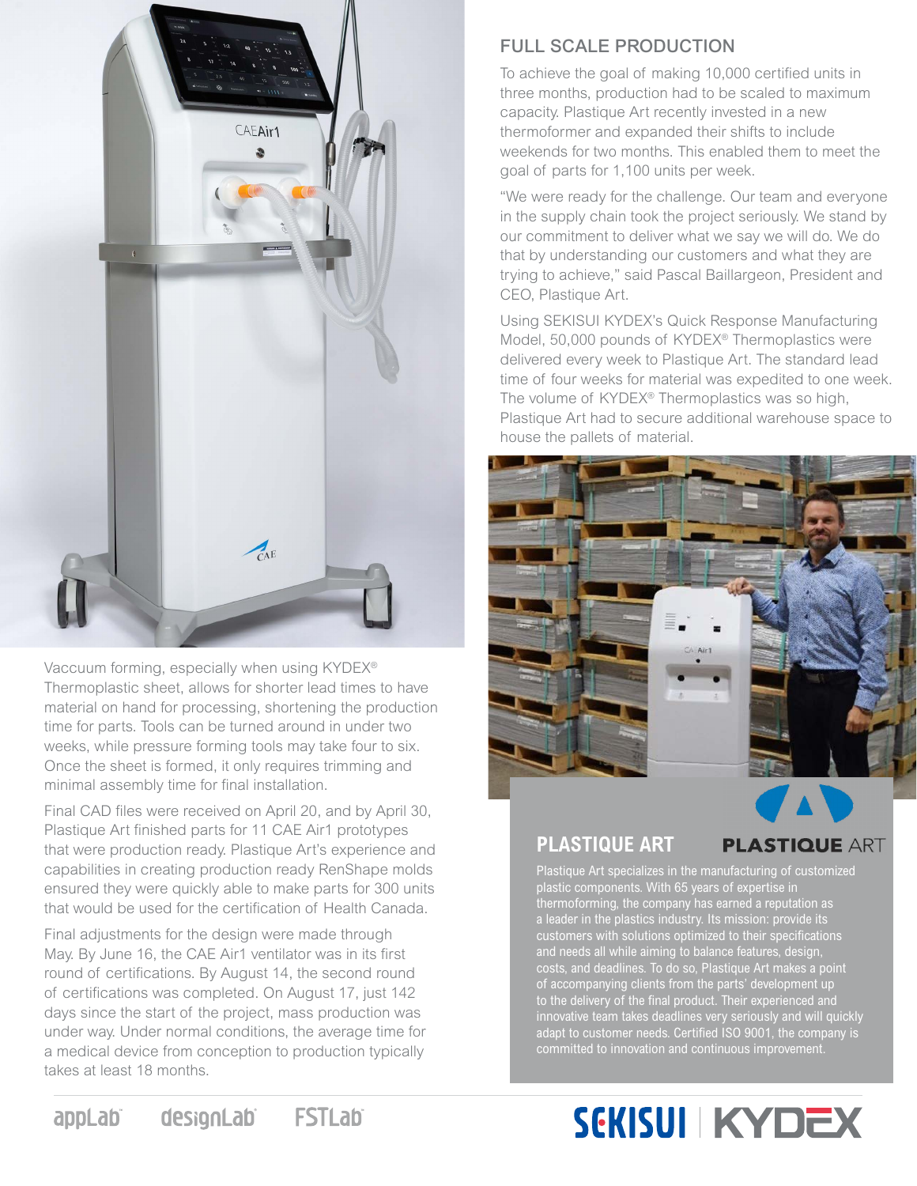Vaccuum forming, especially when using KYDEX® Thermoplastic sheet, allows for shorter lead times to have material on hand for processing, shortening the production time for parts. Tools can be turned around in under two weeks, while pressure forming tools may take four to six. Once the sheet is formed, it only requires trimming and minimal assembly time for final installation.

Final CAD files were received on April 20, and by April 30, Plastique Art finished parts for 11 CAE Air1 prototypes that were production ready. Plastique Art's experience and capabilities in creating production ready RenShape molds ensured they were quickly able to make parts for 300 units that would be used for the certification of Health Canada.

Final adjustments for the design were made through May. By June 16, the CAE Air1 ventilator was in its first round of certifications. By August 14, the second round of certifications was completed. On August 17, just 142 days since the start of the project, mass production was under way. Under normal conditions, the average time for a medical device from conception to production typically takes at least 18 months.

## FULL SCALE PRODUCTION

To achieve the goal of making 10,000 certified units in three months, production had to be scaled to maximum capacity. Plastique Art recently invested in a new thermoformer and expanded their shifts to include weekends for two months. This enabled them to meet the goal of parts for 1,100 units per week.

"We were ready for the challenge. Our team and everyone in the supply chain took the project seriously. We stand by our commitment to deliver what we say we will do. We do that by understanding our customers and what they are trying to achieve," said Pascal Baillargeon, President and CEO, Plastique Art.

Using SEKISUI KYDEX's Quick Response Manufacturing Model, 50,000 pounds of KYDEX® Thermoplastics were delivered every week to Plastique Art. The standard lead time of four weeks for material was expedited to one week. The volume of KYDEX® Thermoplastics was so high, Plastique Art had to secure additional warehouse space to house the pallets of material.

## PLASTIQUE ART

Plastique Art specializes in the manufacturing of customized plastic components. With 65 years of expertise in thermoforming, the company has earned a reputation as a leader in the plastics industry. Its mission: provide its customers with solutions optimized to their specifications and needs all while aiming to balance features, design, costs, and deadlines. To do so, Plastique Art makes a point of accompanying clients from the parts' development up to the delivery of the final product. Their experienced and innovative team takes deadlines very seriously and will quickly adapt to customer needs. Certified ISO 9001, the company is committed to innovation and continuous improvement.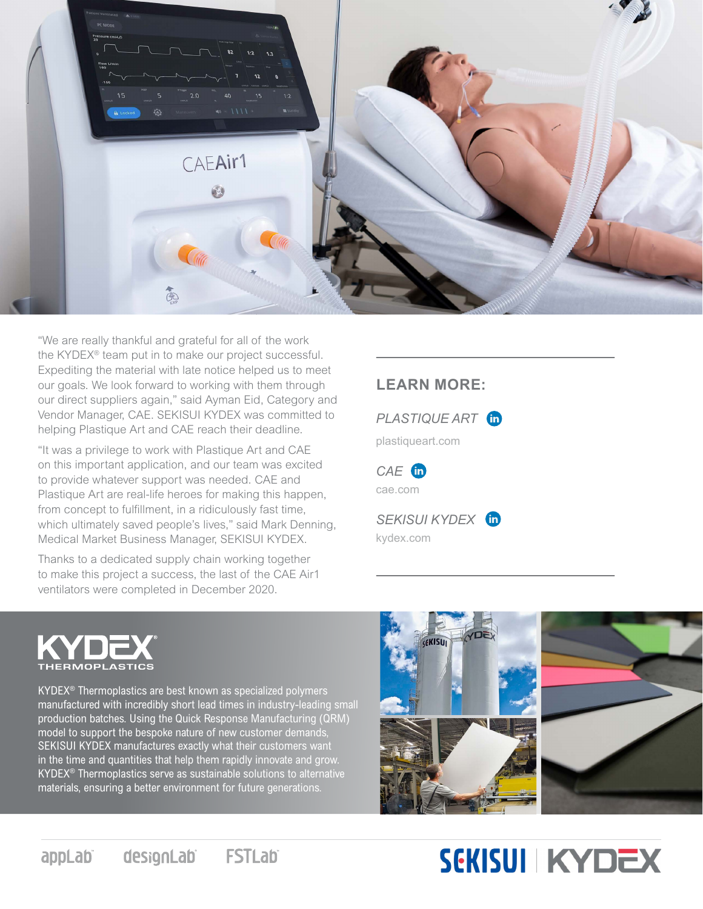"We are really thankful and grateful for all of the work the KYDEX® team put in to make our project successful. Expediting the material with late notice helped us to meet our goals. We look forward to working with them through our direct suppliers again," said Ayman Eid, Category and Vendor Manager, CAE. SEKISUI KYDEX was committed to helping Plastique Art and CAE reach their deadline.

"It was a privilege to work with Plastique Art and CAE on this important application, and our team was excited to provide whatever support was needed. CAE and Plastique Art are real-life heroes for making this happen, from concept to fulfillment, in a ridiculously fast time, which ultimately saved people's lives," said Mark Denning, Medical Market Business Manager, SEKISUI KYDEX.

Thanks to a dedicated supply chain working together to make this project a success, the last of the CAE Air1 ventilators were completed in December 2020.

## LEARN MORE:

*PLASTIQUE ART*
plastiqueart.com

*CAE*
cae.com

*SEKISUI KYDEX*
kydex.com

## KYDEX® THERMOPLASTICS

KYDEX® Thermoplastics are best known as specialized polymers manufactured with incredibly short lead times in industry-leading small production batches. Using the Quick Response Manufacturing (QRM) model to support the bespoke nature of new customer demands, SEKISUI KYDEX manufactures exactly what their customers want in the time and quantities that help them rapidly innovate and grow. KYDEX® Thermoplastics serve as sustainable solutions to alternative materials, ensuring a better environment for future generations.

appLab designLab FSTLab

SEKISUI | KYDEX